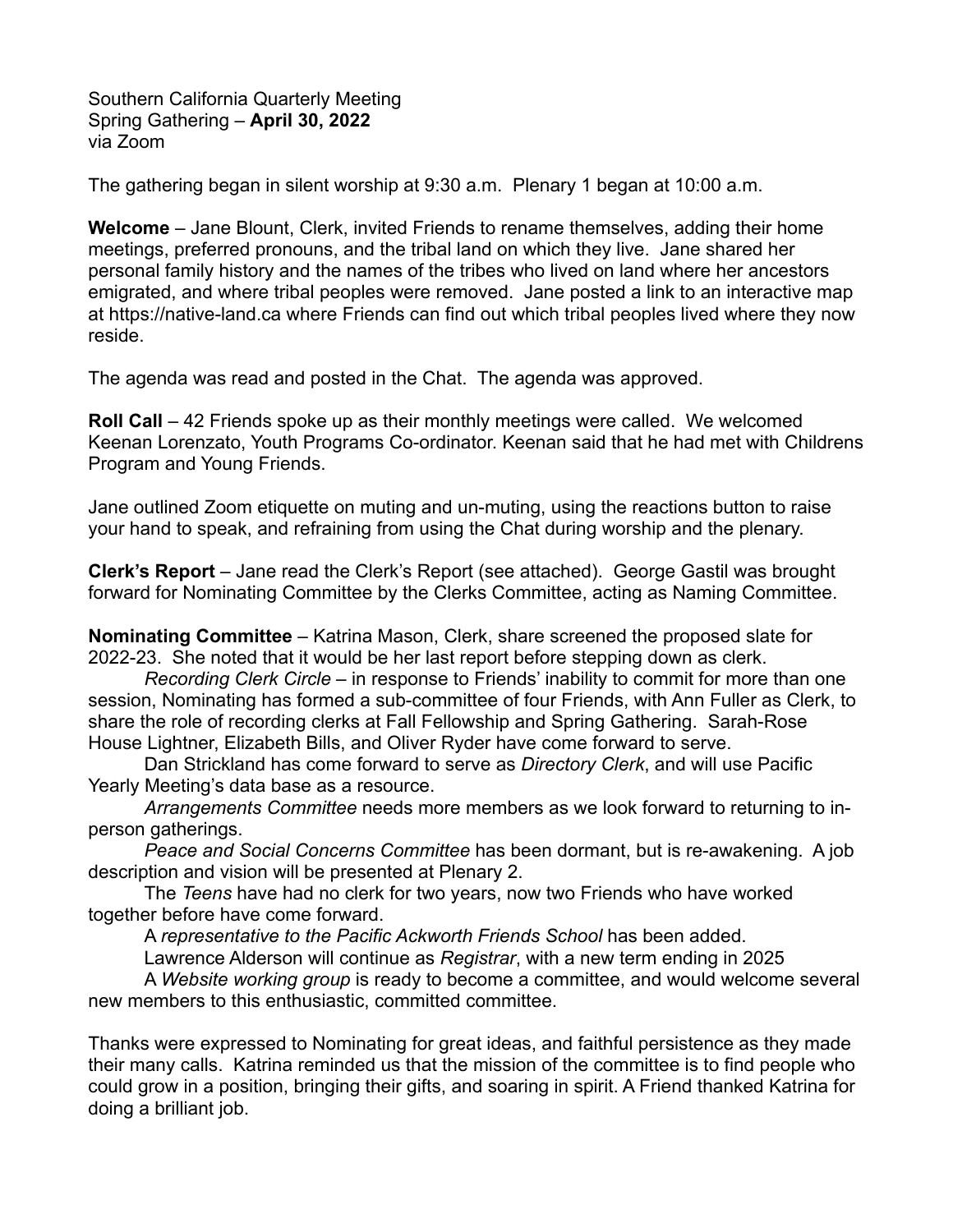Southern California Quarterly Meeting
Spring Gathering – **April 30, 2022**
via Zoom

The gathering began in silent worship at 9:30 a.m. Plenary 1 began at 10:00 a.m.

**Welcome** – Jane Blount, Clerk, invited Friends to rename themselves, adding their home meetings, preferred pronouns, and the tribal land on which they live. Jane shared her personal family history and the names of the tribes who lived on land where her ancestors emigrated, and where tribal peoples were removed. Jane posted a link to an interactive map at https://native-land.ca where Friends can find out which tribal peoples lived where they now reside.

The agenda was read and posted in the Chat. The agenda was approved.

**Roll Call** – 42 Friends spoke up as their monthly meetings were called. We welcomed Keenan Lorenzato, Youth Programs Co-ordinator. Keenan said that he had met with Childrens Program and Young Friends.

Jane outlined Zoom etiquette on muting and un-muting, using the reactions button to raise your hand to speak, and refraining from using the Chat during worship and the plenary.

**Clerk's Report** – Jane read the Clerk's Report (see attached). George Gastil was brought forward for Nominating Committee by the Clerks Committee, acting as Naming Committee.

**Nominating Committee** – Katrina Mason, Clerk, share screened the proposed slate for 2022-23. She noted that it would be her last report before stepping down as clerk.

*Recording Clerk Circle* – in response to Friends' inability to commit for more than one session, Nominating has formed a sub-committee of four Friends, with Ann Fuller as Clerk, to share the role of recording clerks at Fall Fellowship and Spring Gathering. Sarah-Rose House Lightner, Elizabeth Bills, and Oliver Ryder have come forward to serve.

Dan Strickland has come forward to serve as *Directory Clerk*, and will use Pacific Yearly Meeting's data base as a resource.

*Arrangements Committee* needs more members as we look forward to returning to in-person gatherings.

*Peace and Social Concerns Committee* has been dormant, but is re-awakening. A job description and vision will be presented at Plenary 2.

The *Teens* have had no clerk for two years, now two Friends who have worked together before have come forward.

A *representative to the Pacific Ackworth Friends School* has been added.

Lawrence Alderson will continue as *Registrar*, with a new term ending in 2025

A *Website working group* is ready to become a committee, and would welcome several new members to this enthusiastic, committed committee.

Thanks were expressed to Nominating for great ideas, and faithful persistence as they made their many calls. Katrina reminded us that the mission of the committee is to find people who could grow in a position, bringing their gifts, and soaring in spirit. A Friend thanked Katrina for doing a brilliant job.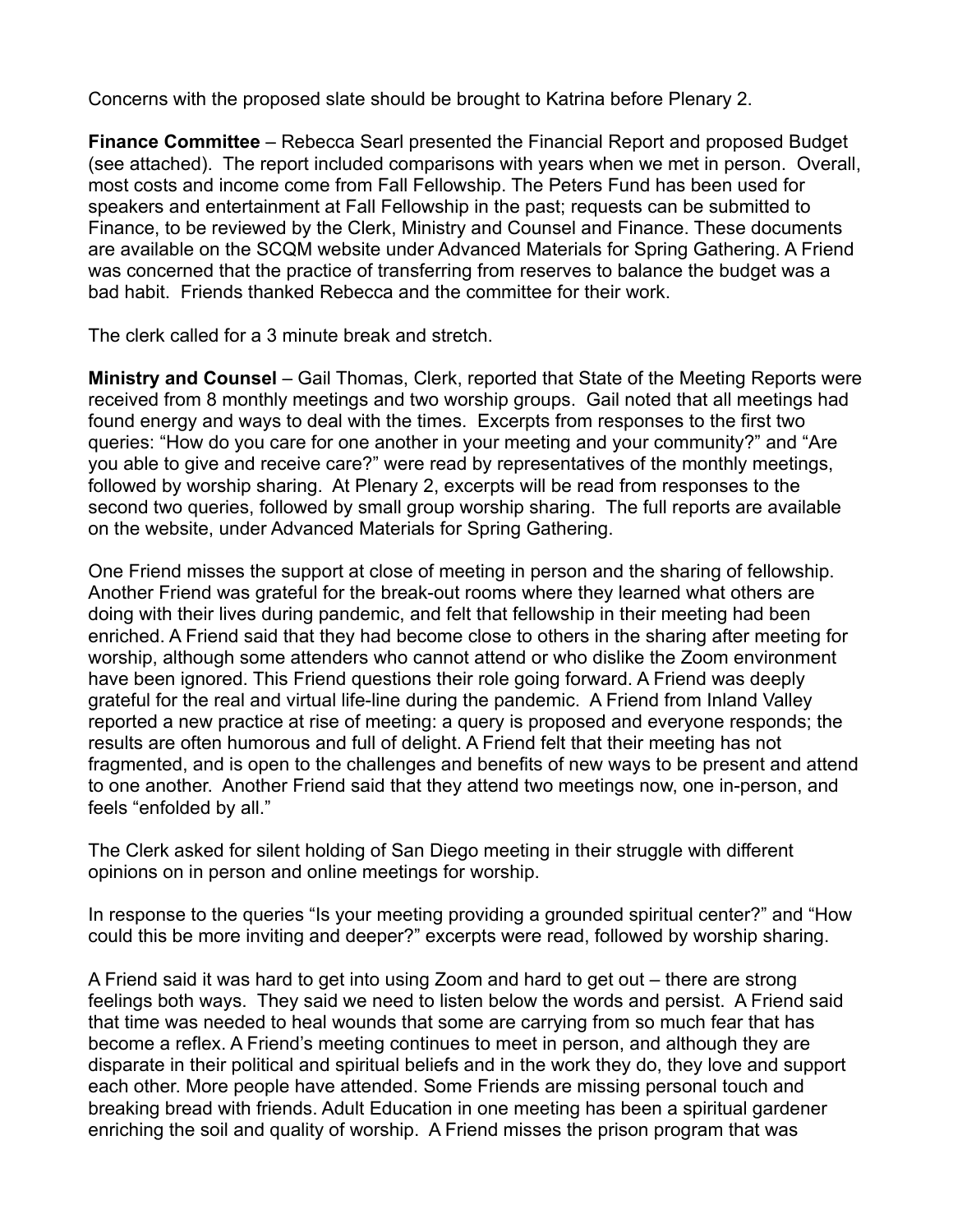Concerns with the proposed slate should be brought to Katrina before Plenary 2.

**Finance Committee** – Rebecca Searl presented the Financial Report and proposed Budget (see attached). The report included comparisons with years when we met in person. Overall, most costs and income come from Fall Fellowship. The Peters Fund has been used for speakers and entertainment at Fall Fellowship in the past; requests can be submitted to Finance, to be reviewed by the Clerk, Ministry and Counsel and Finance. These documents are available on the SCQM website under Advanced Materials for Spring Gathering. A Friend was concerned that the practice of transferring from reserves to balance the budget was a bad habit. Friends thanked Rebecca and the committee for their work.

The clerk called for a 3 minute break and stretch.

**Ministry and Counsel** – Gail Thomas, Clerk, reported that State of the Meeting Reports were received from 8 monthly meetings and two worship groups. Gail noted that all meetings had found energy and ways to deal with the times. Excerpts from responses to the first two queries: "How do you care for one another in your meeting and your community?" and "Are you able to give and receive care?" were read by representatives of the monthly meetings, followed by worship sharing. At Plenary 2, excerpts will be read from responses to the second two queries, followed by small group worship sharing. The full reports are available on the website, under Advanced Materials for Spring Gathering.

One Friend misses the support at close of meeting in person and the sharing of fellowship. Another Friend was grateful for the break-out rooms where they learned what others are doing with their lives during pandemic, and felt that fellowship in their meeting had been enriched. A Friend said that they had become close to others in the sharing after meeting for worship, although some attenders who cannot attend or who dislike the Zoom environment have been ignored. This Friend questions their role going forward. A Friend was deeply grateful for the real and virtual life-line during the pandemic. A Friend from Inland Valley reported a new practice at rise of meeting: a query is proposed and everyone responds; the results are often humorous and full of delight. A Friend felt that their meeting has not fragmented, and is open to the challenges and benefits of new ways to be present and attend to one another. Another Friend said that they attend two meetings now, one in-person, and feels "enfolded by all."

The Clerk asked for silent holding of San Diego meeting in their struggle with different opinions on in person and online meetings for worship.

In response to the queries "Is your meeting providing a grounded spiritual center?" and "How could this be more inviting and deeper?" excerpts were read, followed by worship sharing.

A Friend said it was hard to get into using Zoom and hard to get out – there are strong feelings both ways. They said we need to listen below the words and persist. A Friend said that time was needed to heal wounds that some are carrying from so much fear that has become a reflex. A Friend's meeting continues to meet in person, and although they are disparate in their political and spiritual beliefs and in the work they do, they love and support each other. More people have attended. Some Friends are missing personal touch and breaking bread with friends. Adult Education in one meeting has been a spiritual gardener enriching the soil and quality of worship. A Friend misses the prison program that was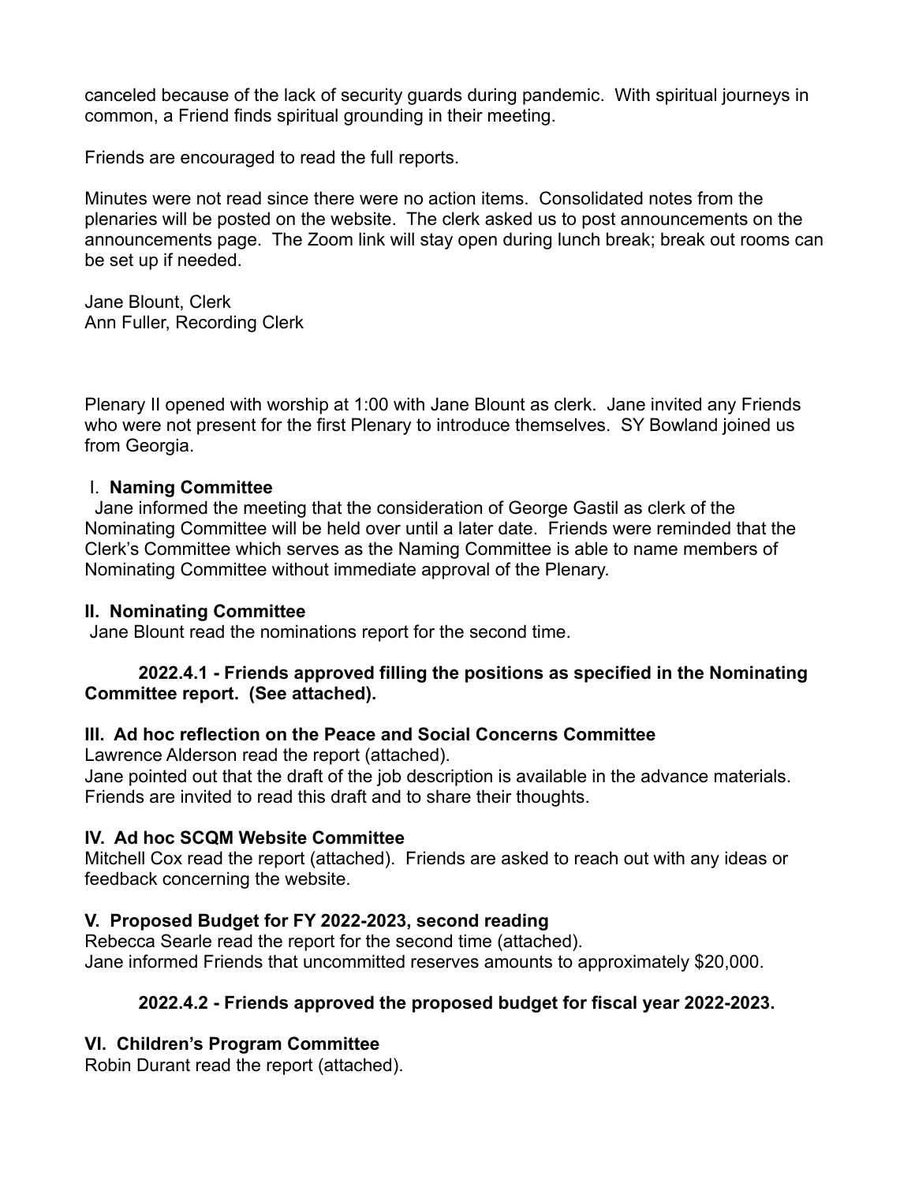canceled because of the lack of security guards during pandemic. With spiritual journeys in common, a Friend finds spiritual grounding in their meeting.

Friends are encouraged to read the full reports.

Minutes were not read since there were no action items. Consolidated notes from the plenaries will be posted on the website. The clerk asked us to post announcements on the announcements page. The Zoom link will stay open during lunch break; break out rooms can be set up if needed.

Jane Blount, Clerk
Ann Fuller, Recording Clerk

Plenary II opened with worship at 1:00 with Jane Blount as clerk. Jane invited any Friends who were not present for the first Plenary to introduce themselves. SY Bowland joined us from Georgia.

**I. Naming Committee**

Jane informed the meeting that the consideration of George Gastil as clerk of the Nominating Committee will be held over until a later date. Friends were reminded that the Clerk's Committee which serves as the Naming Committee is able to name members of Nominating Committee without immediate approval of the Plenary.

**II. Nominating Committee**

Jane Blount read the nominations report for the second time.

**2022.4.1 - Friends approved filling the positions as specified in the Nominating Committee report. (See attached).**

**III. Ad hoc reflection on the Peace and Social Concerns Committee**

Lawrence Alderson read the report (attached).
Jane pointed out that the draft of the job description is available in the advance materials. Friends are invited to read this draft and to share their thoughts.

**IV. Ad hoc SCQM Website Committee**

Mitchell Cox read the report (attached). Friends are asked to reach out with any ideas or feedback concerning the website.

**V. Proposed Budget for FY 2022-2023, second reading**

Rebecca Searle read the report for the second time (attached).
Jane informed Friends that uncommitted reserves amounts to approximately $20,000.

**2022.4.2 - Friends approved the proposed budget for fiscal year 2022-2023.**

**VI. Children's Program Committee**

Robin Durant read the report (attached).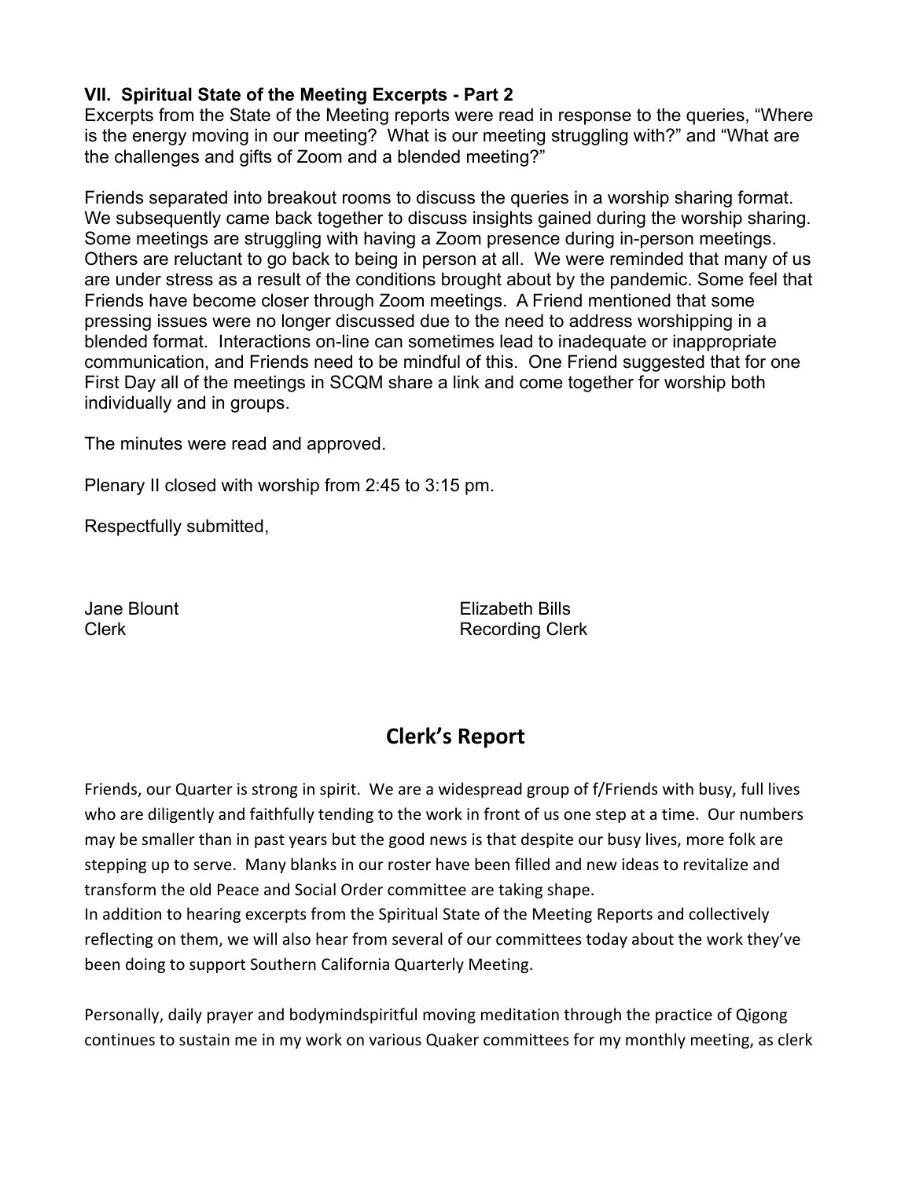**VII. Spiritual State of the Meeting Excerpts - Part 2**
Excerpts from the State of the Meeting reports were read in response to the queries, “Where is the energy moving in our meeting? What is our meeting struggling with?” and “What are the challenges and gifts of Zoom and a blended meeting?”

Friends separated into breakout rooms to discuss the queries in a worship sharing format. We subsequently came back together to discuss insights gained during the worship sharing. Some meetings are struggling with having a Zoom presence during in-person meetings. Others are reluctant to go back to being in person at all. We were reminded that many of us are under stress as a result of the conditions brought about by the pandemic. Some feel that Friends have become closer through Zoom meetings. A Friend mentioned that some pressing issues were no longer discussed due to the need to address worshipping in a blended format. Interactions on-line can sometimes lead to inadequate or inappropriate communication, and Friends need to be mindful of this. One Friend suggested that for one First Day all of the meetings in SCQM share a link and come together for worship both individually and in groups.

The minutes were read and approved.

Plenary II closed with worship from 2:45 to 3:15 pm.

Respectfully submitted,

Jane Blount
Clerk

Elizabeth Bills
Recording Clerk

## Clerk's Report

Friends, our Quarter is strong in spirit. We are a widespread group of f/Friends with busy, full lives who are diligently and faithfully tending to the work in front of us one step at a time. Our numbers may be smaller than in past years but the good news is that despite our busy lives, more folk are stepping up to serve. Many blanks in our roster have been filled and new ideas to revitalize and transform the old Peace and Social Order committee are taking shape.
In addition to hearing excerpts from the Spiritual State of the Meeting Reports and collectively reflecting on them, we will also hear from several of our committees today about the work they've been doing to support Southern California Quarterly Meeting.

Personally, daily prayer and bodymindspiritful moving meditation through the practice of Qigong continues to sustain me in my work on various Quaker committees for my monthly meeting, as clerk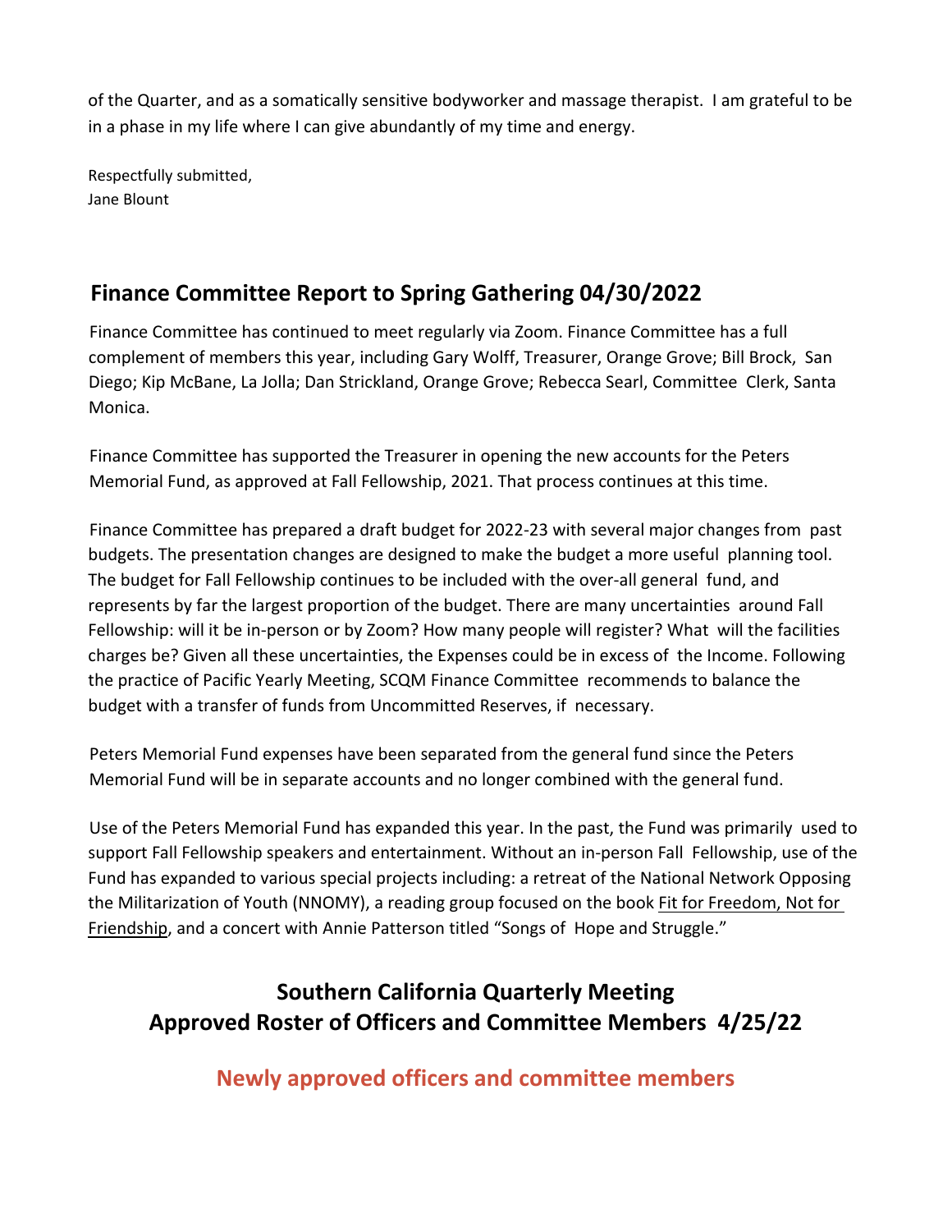of the Quarter, and as a somatically sensitive bodyworker and massage therapist. I am grateful to be in a phase in my life where I can give abundantly of my time and energy.

Respectfully submitted,
Jane Blount

## Finance Committee Report to Spring Gathering 04/30/2022

Finance Committee has continued to meet regularly via Zoom. Finance Committee has a full complement of members this year, including Gary Wolff, Treasurer, Orange Grove; Bill Brock, San Diego; Kip McBane, La Jolla; Dan Strickland, Orange Grove; Rebecca Searl, Committee Clerk, Santa Monica.

Finance Committee has supported the Treasurer in opening the new accounts for the Peters Memorial Fund, as approved at Fall Fellowship, 2021. That process continues at this time.

Finance Committee has prepared a draft budget for 2022-23 with several major changes from past budgets. The presentation changes are designed to make the budget a more useful planning tool. The budget for Fall Fellowship continues to be included with the over-all general fund, and represents by far the largest proportion of the budget. There are many uncertainties around Fall Fellowship: will it be in-person or by Zoom? How many people will register? What will the facilities charges be? Given all these uncertainties, the Expenses could be in excess of the Income. Following the practice of Pacific Yearly Meeting, SCQM Finance Committee recommends to balance the budget with a transfer of funds from Uncommitted Reserves, if necessary.

Peters Memorial Fund expenses have been separated from the general fund since the Peters Memorial Fund will be in separate accounts and no longer combined with the general fund.

Use of the Peters Memorial Fund has expanded this year. In the past, the Fund was primarily used to support Fall Fellowship speakers and entertainment. Without an in-person Fall Fellowship, use of the Fund has expanded to various special projects including: a retreat of the National Network Opposing the Militarization of Youth (NNOMY), a reading group focused on the book Fit for Freedom, Not for Friendship, and a concert with Annie Patterson titled "Songs of Hope and Struggle."

## Southern California Quarterly Meeting
## Approved Roster of Officers and Committee Members 4/25/22

### Newly approved officers and committee members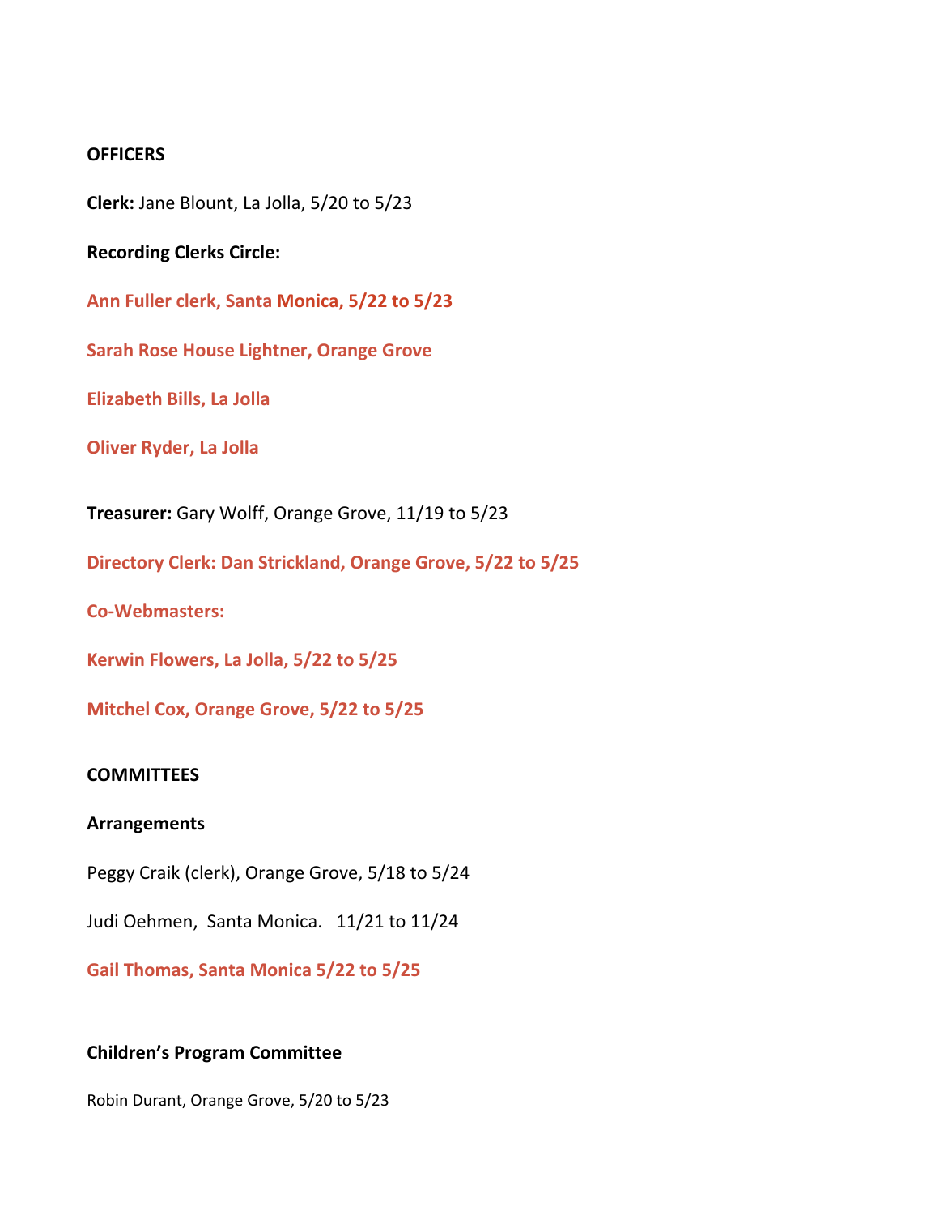**OFFICERS**

**Clerk:** Jane Blount, La Jolla, 5/20 to 5/23

**Recording Clerks Circle:**

**Ann Fuller clerk, Santa Monica, 5/22 to 5/23**

**Sarah Rose House Lightner, Orange Grove**

**Elizabeth Bills, La Jolla**

**Oliver Ryder, La Jolla**

**Treasurer:** Gary Wolff, Orange Grove, 11/19 to 5/23

**Directory Clerk: Dan Strickland, Orange Grove, 5/22 to 5/25**

**Co-Webmasters:**

**Kerwin Flowers, La Jolla, 5/22 to 5/25**

**Mitchel Cox, Orange Grove, 5/22 to 5/25**

**COMMITTEES**

**Arrangements**

Peggy Craik (clerk), Orange Grove, 5/18 to 5/24

Judi Oehmen, Santa Monica. 11/21 to 11/24

**Gail Thomas, Santa Monica 5/22 to 5/25**

**Children's Program Committee**

Robin Durant, Orange Grove, 5/20 to 5/23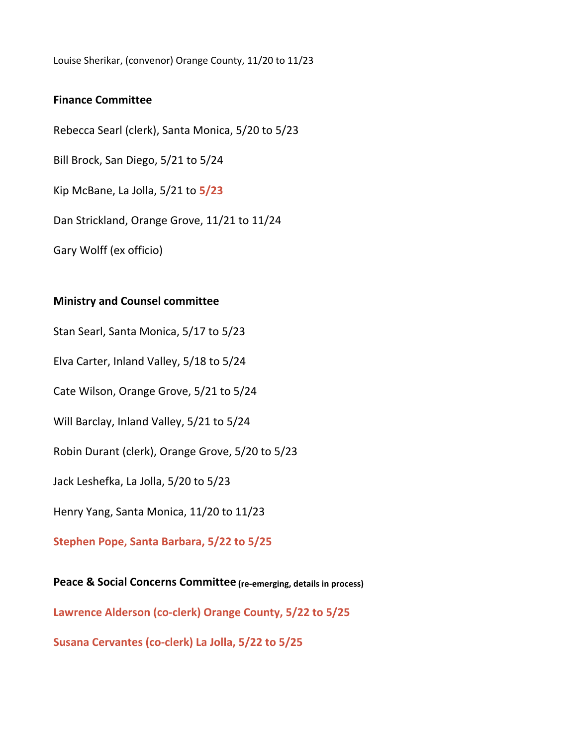Louise Sherikar, (convenor) Orange County, 11/20 to 11/23

**Finance Committee**

Rebecca Searl (clerk), Santa Monica, 5/20 to 5/23

Bill Brock, San Diego, 5/21 to 5/24

Kip McBane, La Jolla, 5/21 to **5/23**

Dan Strickland, Orange Grove, 11/21 to 11/24

Gary Wolff (ex officio)

**Ministry and Counsel committee**

Stan Searl, Santa Monica, 5/17 to 5/23

Elva Carter, Inland Valley, 5/18 to 5/24

Cate Wilson, Orange Grove, 5/21 to 5/24

Will Barclay, Inland Valley, 5/21 to 5/24

Robin Durant (clerk), Orange Grove, 5/20 to 5/23

Jack Leshefka, La Jolla, 5/20 to 5/23

Henry Yang, Santa Monica, 11/20 to 11/23

**Stephen Pope, Santa Barbara, 5/22 to 5/25**

**Peace & Social Concerns Committee (re-emerging, details in process)**

**Lawrence Alderson (co-clerk) Orange County, 5/22 to 5/25**

**Susana Cervantes (co-clerk) La Jolla, 5/22 to 5/25**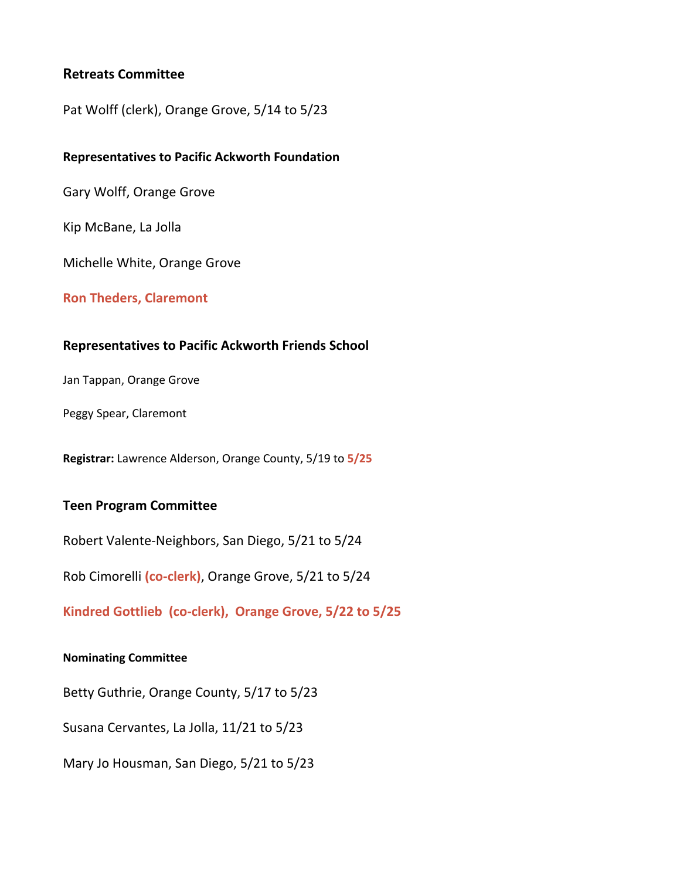### Retreats Committee

Pat Wolff (clerk), Orange Grove, 5/14 to 5/23

#### Representatives to Pacific Ackworth Foundation

Gary Wolff, Orange Grove

Kip McBane, La Jolla

Michelle White, Orange Grove

**Ron Theders, Claremont**

### Representatives to Pacific Ackworth Friends School

Jan Tappan, Orange Grove

Peggy Spear, Claremont

**Registrar:** Lawrence Alderson, Orange County, 5/19 to **5/25**

### Teen Program Committee

Robert Valente-Neighbors, San Diego, 5/21 to 5/24

Rob Cimorelli **(co-clerk)**, Orange Grove, 5/21 to 5/24

**Kindred Gottlieb (co-clerk), Orange Grove, 5/22 to 5/25**

#### Nominating Committee

Betty Guthrie, Orange County, 5/17 to 5/23

Susana Cervantes, La Jolla, 11/21 to 5/23

Mary Jo Housman, San Diego, 5/21 to 5/23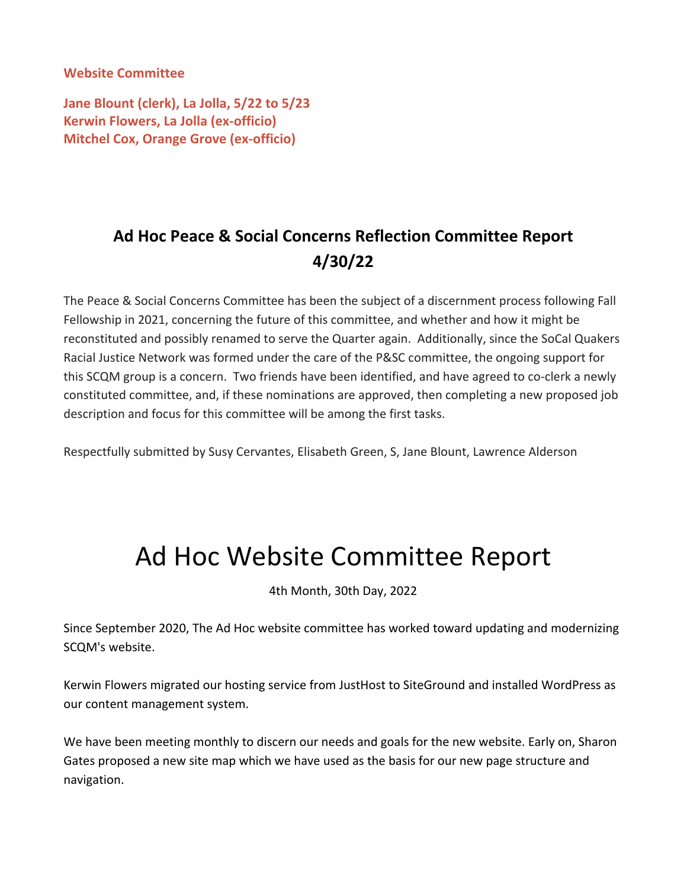**Website Committee**

**Jane Blount (clerk), La Jolla, 5/22 to 5/23**
**Kerwin Flowers, La Jolla (ex-officio)**
**Mitchel Cox, Orange Grove (ex-officio)**

## Ad Hoc Peace & Social Concerns Reflection Committee Report 4/30/22

The Peace & Social Concerns Committee has been the subject of a discernment process following Fall Fellowship in 2021, concerning the future of this committee, and whether and how it might be reconstituted and possibly renamed to serve the Quarter again. Additionally, since the SoCal Quakers Racial Justice Network was formed under the care of the P&SC committee, the ongoing support for this SCQM group is a concern. Two friends have been identified, and have agreed to co-clerk a newly constituted committee, and, if these nominations are approved, then completing a new proposed job description and focus for this committee will be among the first tasks.

Respectfully submitted by Susy Cervantes, Elisabeth Green, S, Jane Blount, Lawrence Alderson

# Ad Hoc Website Committee Report

4th Month, 30th Day, 2022

Since September 2020, The Ad Hoc website committee has worked toward updating and modernizing SCQM's website.

Kerwin Flowers migrated our hosting service from JustHost to SiteGround and installed WordPress as our content management system.

We have been meeting monthly to discern our needs and goals for the new website. Early on, Sharon Gates proposed a new site map which we have used as the basis for our new page structure and navigation.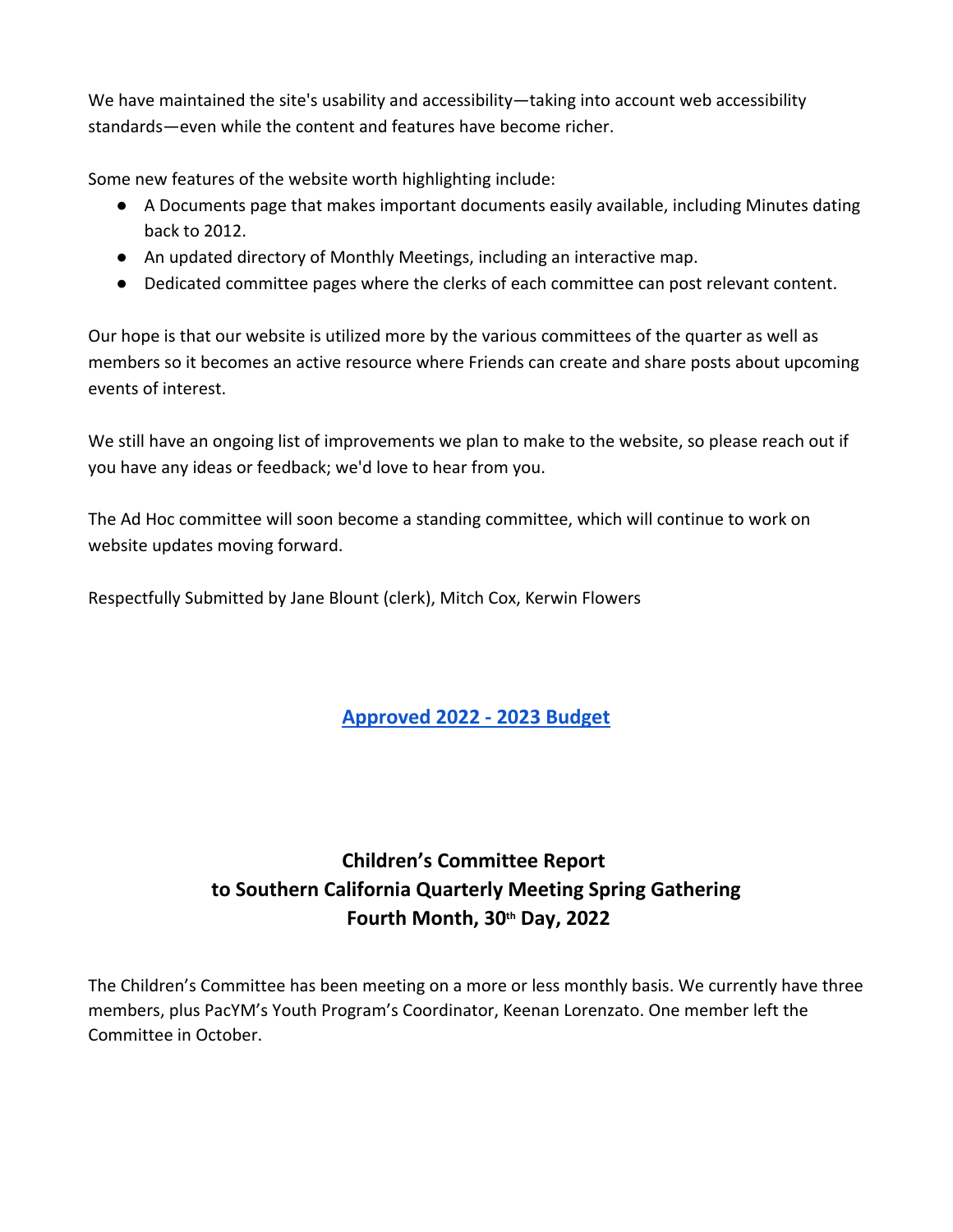We have maintained the site's usability and accessibility—taking into account web accessibility standards—even while the content and features have become richer.

Some new features of the website worth highlighting include:

- A Documents page that makes important documents easily available, including Minutes dating back to 2012.
- An updated directory of Monthly Meetings, including an interactive map.
- Dedicated committee pages where the clerks of each committee can post relevant content.

Our hope is that our website is utilized more by the various committees of the quarter as well as members so it becomes an active resource where Friends can create and share posts about upcoming events of interest.

We still have an ongoing list of improvements we plan to make to the website, so please reach out if you have any ideas or feedback; we'd love to hear from you.

The Ad Hoc committee will soon become a standing committee, which will continue to work on website updates moving forward.

Respectfully Submitted by Jane Blount (clerk), Mitch Cox, Kerwin Flowers

## Approved 2022 - 2023 Budget

## Children's Committee Report to Southern California Quarterly Meeting Spring Gathering Fourth Month, 30th Day, 2022

The Children's Committee has been meeting on a more or less monthly basis. We currently have three members, plus PacYM's Youth Program's Coordinator, Keenan Lorenzato. One member left the Committee in October.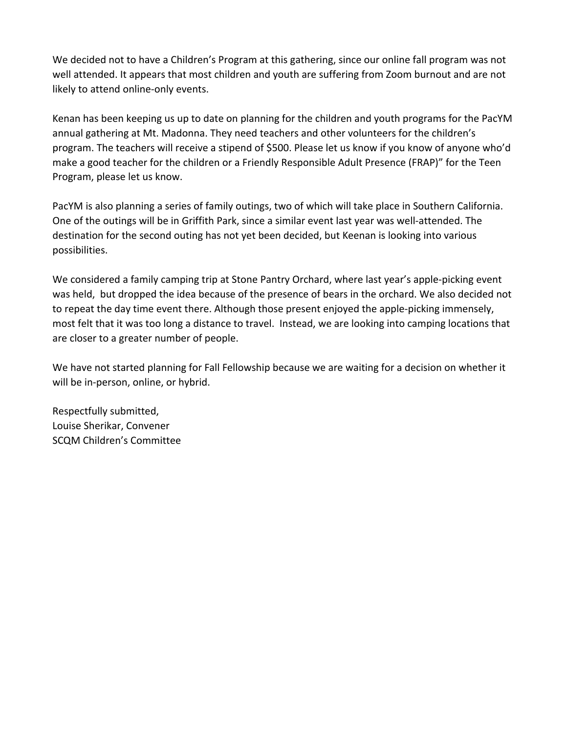We decided not to have a Children's Program at this gathering, since our online fall program was not well attended. It appears that most children and youth are suffering from Zoom burnout and are not likely to attend online-only events.

Kenan has been keeping us up to date on planning for the children and youth programs for the PacYM annual gathering at Mt. Madonna. They need teachers and other volunteers for the children's program. The teachers will receive a stipend of $500. Please let us know if you know of anyone who'd make a good teacher for the children or a Friendly Responsible Adult Presence (FRAP)" for the Teen Program, please let us know.

PacYM is also planning a series of family outings, two of which will take place in Southern California. One of the outings will be in Griffith Park, since a similar event last year was well-attended. The destination for the second outing has not yet been decided, but Keenan is looking into various possibilities.

We considered a family camping trip at Stone Pantry Orchard, where last year's apple-picking event was held, but dropped the idea because of the presence of bears in the orchard. We also decided not to repeat the day time event there. Although those present enjoyed the apple-picking immensely, most felt that it was too long a distance to travel. Instead, we are looking into camping locations that are closer to a greater number of people.

We have not started planning for Fall Fellowship because we are waiting for a decision on whether it will be in-person, online, or hybrid.

Respectfully submitted,
Louise Sherikar, Convener
SCQM Children's Committee